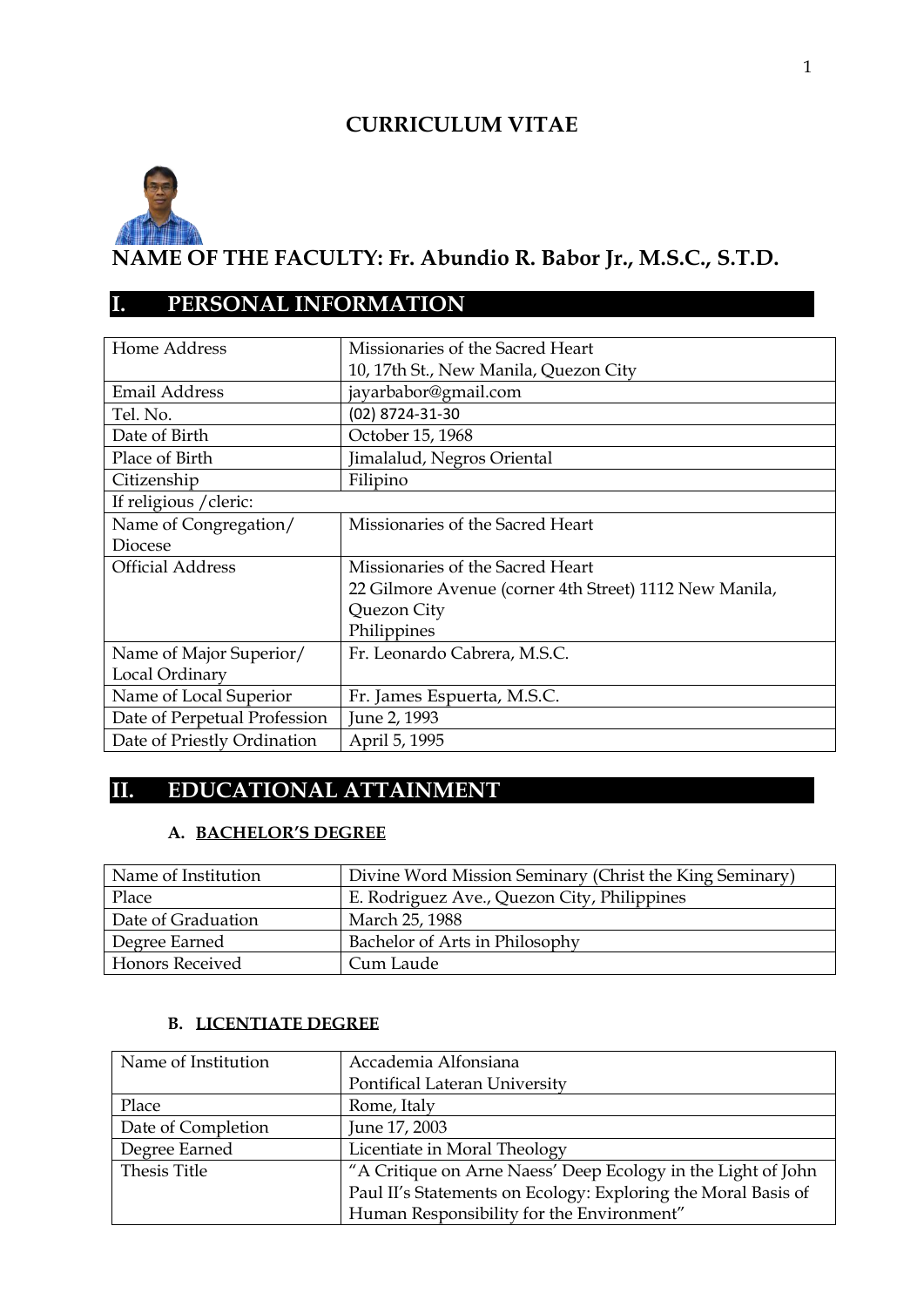# CURRICULUM VITAE

## NAME OF THE FACULTY: Fr. Abundio R. Babor Jr., M.S.C., S.T.D.

## I. PERSONAL INFORMATION

| | |
|---|---|
| Home Address | Missionaries of the Sacred Heart<br>10, 17th St., New Manila, Quezon City |
| Email Address | jayarbabor@gmail.com |
| Tel. No. | (02) 8724-31-30 |
| Date of Birth | October 15, 1968 |
| Place of Birth | Jimalalud, Negros Oriental |
| Citizenship | Filipino |
| If religious /cleric: | |
| Name of Congregation/ Diocese | Missionaries of the Sacred Heart |
| Official Address | Missionaries of the Sacred Heart<br>22 Gilmore Avenue (corner 4th Street) 1112 New Manila, Quezon City<br>Philippines |
| Name of Major Superior/ Local Ordinary | Fr. Leonardo Cabrera, M.S.C. |
| Name of Local Superior | Fr. James Espuerta, M.S.C. |
| Date of Perpetual Profession | June 2, 1993 |
| Date of Priestly Ordination | April 5, 1995 |

## II. EDUCATIONAL ATTAINMENT

### A. BACHELOR'S DEGREE

| | |
|---|---|
| Name of Institution | Divine Word Mission Seminary (Christ the King Seminary) |
| Place | E. Rodriguez Ave., Quezon City, Philippines |
| Date of Graduation | March 25, 1988 |
| Degree Earned | Bachelor of Arts in Philosophy |
| Honors Received | Cum Laude |

### B. LICENTIATE DEGREE

| | |
|---|---|
| Name of Institution | Accademia Alfonsiana<br>Pontifical Lateran University |
| Place | Rome, Italy |
| Date of Completion | June 17, 2003 |
| Degree Earned | Licentiate in Moral Theology |
| Thesis Title | "A Critique on Arne Naess' Deep Ecology in the Light of John Paul II's Statements on Ecology: Exploring the Moral Basis of Human Responsibility for the Environment" |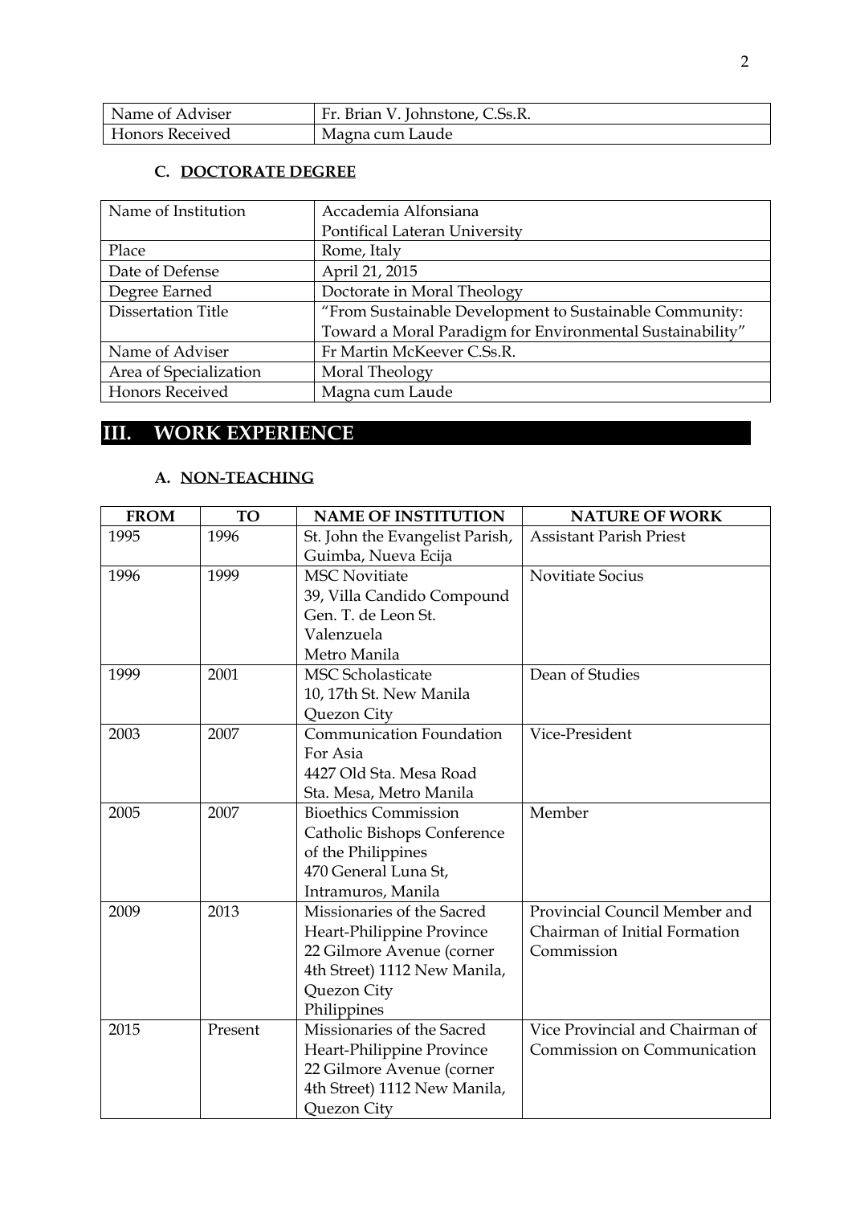| Name of Adviser | Fr. Brian V. Johnstone, C.Ss.R. |
|---|---|
| Honors Received | Magna cum Laude |

### C. DOCTORATE DEGREE

| Name of Institution | Accademia Alfonsiana<br>Pontifical Lateran University |
|---|---|
| Place | Rome, Italy |
| Date of Defense | April 21, 2015 |
| Degree Earned | Doctorate in Moral Theology |
| Dissertation Title | "From Sustainable Development to Sustainable Community: Toward a Moral Paradigm for Environmental Sustainability" |
| Name of Adviser | Fr Martin McKeever C.Ss.R. |
| Area of Specialization | Moral Theology |
| Honors Received | Magna cum Laude |

## III. WORK EXPERIENCE

### A. NON-TEACHING

| FROM | TO | NAME OF INSTITUTION | NATURE OF WORK |
|---|---|---|---|
| 1995 | 1996 | St. John the Evangelist Parish, Guimba, Nueva Ecija | Assistant Parish Priest |
| 1996 | 1999 | MSC Novitiate<br>39, Villa Candido Compound<br>Gen. T. de Leon St.<br>Valenzuela<br>Metro Manila | Novitiate Socius |
| 1999 | 2001 | MSC Scholasticate<br>10, 17th St. New Manila<br>Quezon City | Dean of Studies |
| 2003 | 2007 | Communication Foundation For Asia<br>4427 Old Sta. Mesa Road<br>Sta. Mesa, Metro Manila | Vice-President |
| 2005 | 2007 | Bioethics Commission<br>Catholic Bishops Conference of the Philippines<br>470 General Luna St,<br>Intramuros, Manila | Member |
| 2009 | 2013 | Missionaries of the Sacred Heart-Philippine Province<br>22 Gilmore Avenue (corner 4th Street) 1112 New Manila,<br>Quezon City<br>Philippines | Provincial Council Member and Chairman of Initial Formation Commission |
| 2015 | Present | Missionaries of the Sacred Heart-Philippine Province<br>22 Gilmore Avenue (corner 4th Street) 1112 New Manila,<br>Quezon City | Vice Provincial and Chairman of Commission on Communication |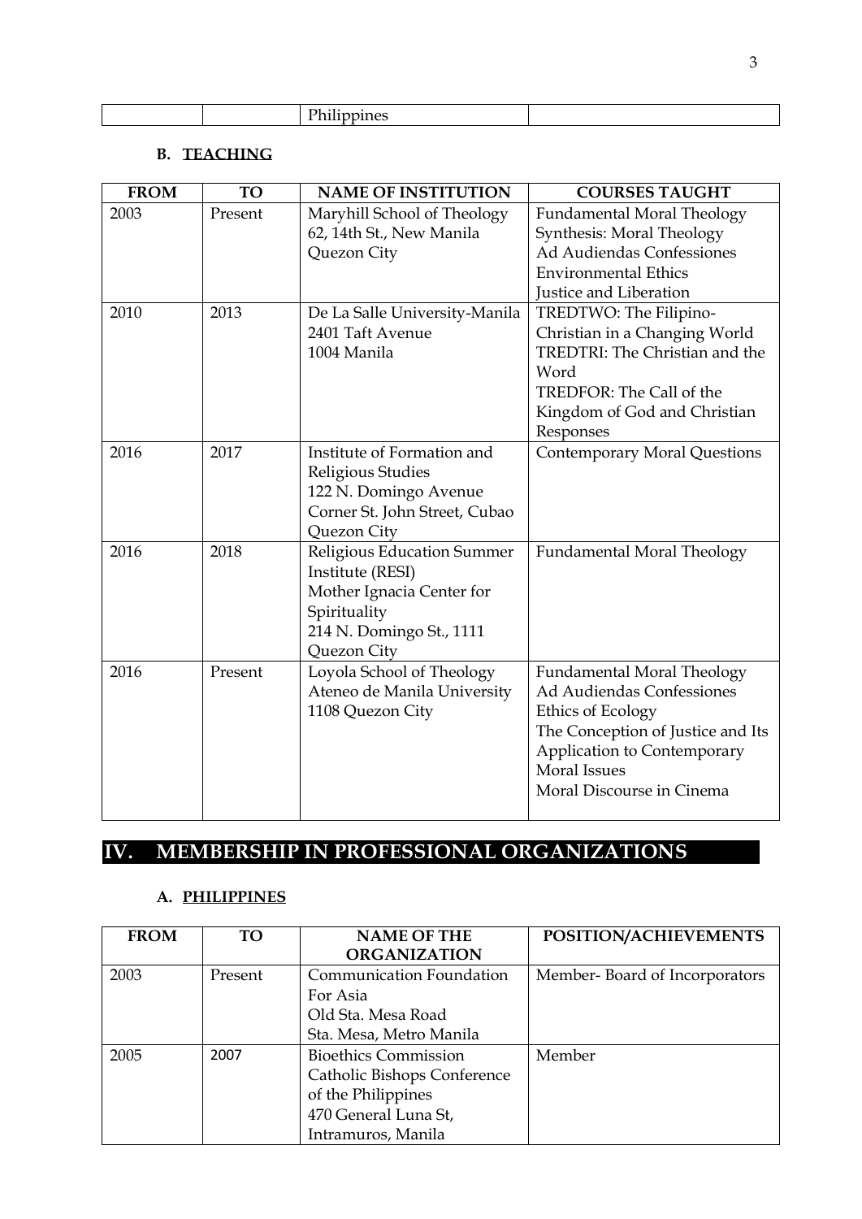| | | Philippines | |
|---|---|---|---|

### B. TEACHING

| FROM | TO | NAME OF INSTITUTION | COURSES TAUGHT |
|---|---|---|---|
| 2003 | Present | Maryhill School of Theology<br>62, 14th St., New Manila<br>Quezon City | Fundamental Moral Theology<br>Synthesis: Moral Theology<br>Ad Audiendas Confessiones<br>Environmental Ethics<br>Justice and Liberation |
| 2010 | 2013 | De La Salle University-Manila<br>2401 Taft Avenue<br>1004 Manila | TREDTWO: The Filipino-Christian in a Changing World<br>TREDTRI: The Christian and the Word<br>TREDFOR: The Call of the Kingdom of God and Christian Responses |
| 2016 | 2017 | Institute of Formation and Religious Studies<br>122 N. Domingo Avenue<br>Corner St. John Street, Cubao<br>Quezon City | Contemporary Moral Questions |
| 2016 | 2018 | Religious Education Summer Institute (RESI)<br>Mother Ignacia Center for Spirituality<br>214 N. Domingo St., 1111<br>Quezon City | Fundamental Moral Theology |
| 2016 | Present | Loyola School of Theology<br>Ateneo de Manila University<br>1108 Quezon City | Fundamental Moral Theology<br>Ad Audiendas Confessiones<br>Ethics of Ecology<br>The Conception of Justice and Its Application to Contemporary Moral Issues<br>Moral Discourse in Cinema |

## IV. MEMBERSHIP IN PROFESSIONAL ORGANIZATIONS

### A. PHILIPPINES

| FROM | TO | NAME OF THE ORGANIZATION | POSITION/ACHIEVEMENTS |
|---|---|---|---|
| 2003 | Present | Communication Foundation For Asia<br>Old Sta. Mesa Road<br>Sta. Mesa, Metro Manila | Member- Board of Incorporators |
| 2005 | 2007 | Bioethics Commission<br>Catholic Bishops Conference of the Philippines<br>470 General Luna St,<br>Intramuros, Manila | Member |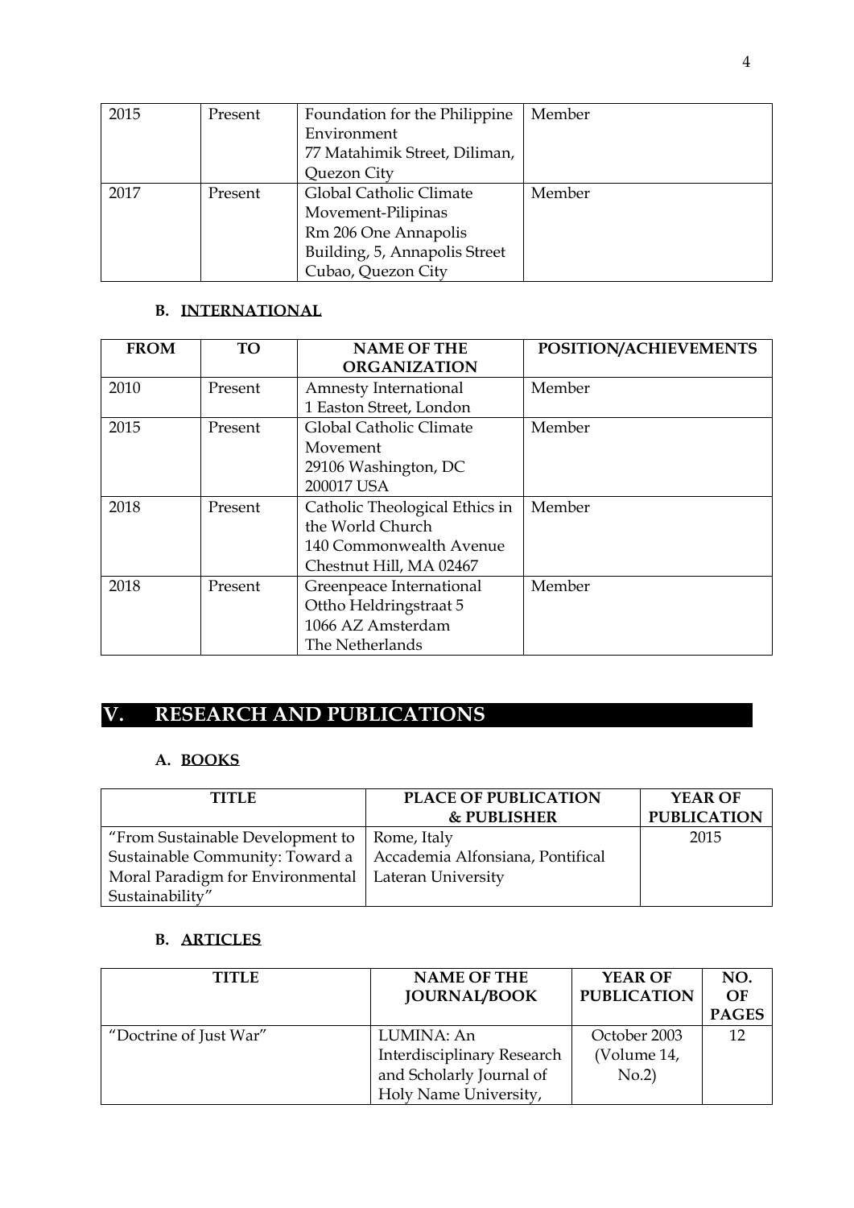| 2015 | Present | Foundation for the Philippine Environment 77 Matahimik Street, Diliman, Quezon City | Member |
|---|---|---|---|
| 2017 | Present | Global Catholic Climate Movement-Pilipinas Rm 206 One Annapolis Building, 5, Annapolis Street Cubao, Quezon City | Member |

### B. INTERNATIONAL

| FROM | TO | NAME OF THE ORGANIZATION | POSITION/ACHIEVEMENTS |
|---|---|---|---|
| 2010 | Present | Amnesty International 1 Easton Street, London | Member |
| 2015 | Present | Global Catholic Climate Movement 29106 Washington, DC 200017 USA | Member |
| 2018 | Present | Catholic Theological Ethics in the World Church 140 Commonwealth Avenue Chestnut Hill, MA 02467 | Member |
| 2018 | Present | Greenpeace International Ottho Heldringstraat 5 1066 AZ Amsterdam The Netherlands | Member |

## V. RESEARCH AND PUBLICATIONS

### A. BOOKS

| TITLE | PLACE OF PUBLICATION & PUBLISHER | YEAR OF PUBLICATION |
|---|---|---|
| "From Sustainable Development to Sustainable Community: Toward a Moral Paradigm for Environmental Sustainability" | Rome, Italy Accademia Alfonsiana, Pontifical Lateran University | 2015 |

### B. ARTICLES

| TITLE | NAME OF THE JOURNAL/BOOK | YEAR OF PUBLICATION | NO. OF PAGES |
|---|---|---|---|
| "Doctrine of Just War" | LUMINA: An Interdisciplinary Research and Scholarly Journal of Holy Name University, | October 2003 (Volume 14, No.2) | 12 |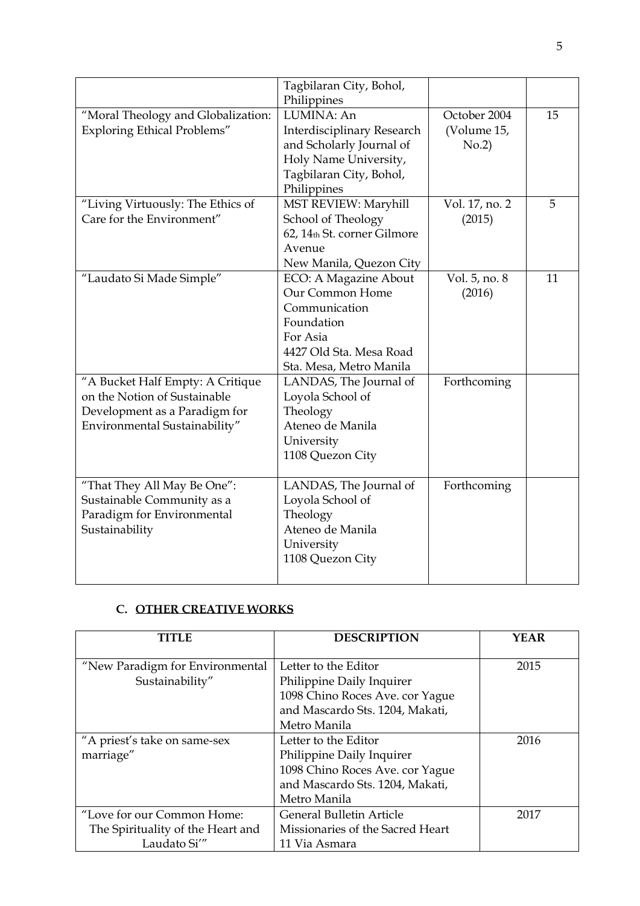| | | | |
|---|---|---|---|
| | Tagbilaran City, Bohol, Philippines | | |
| "Moral Theology and Globalization: Exploring Ethical Problems" | LUMINA: An Interdisciplinary Research and Scholarly Journal of Holy Name University, Tagbilaran City, Bohol, Philippines | October 2004 (Volume 15, No.2) | 15 |
| "Living Virtuously: The Ethics of Care for the Environment" | MST REVIEW: Maryhill School of Theology 62, 14th St. corner Gilmore Avenue New Manila, Quezon City | Vol. 17, no. 2 (2015) | 5 |
| "Laudato Si Made Simple" | ECO: A Magazine About Our Common Home Communication Foundation For Asia 4427 Old Sta. Mesa Road Sta. Mesa, Metro Manila | Vol. 5, no. 8 (2016) | 11 |
| "A Bucket Half Empty: A Critique on the Notion of Sustainable Development as a Paradigm for Environmental Sustainability" | LANDAS, The Journal of Loyola School of Theology Ateneo de Manila University 1108 Quezon City | Forthcoming | |
| "That They All May Be One": Sustainable Community as a Paradigm for Environmental Sustainability | LANDAS, The Journal of Loyola School of Theology Ateneo de Manila University 1108 Quezon City | Forthcoming | |

## C. OTHER CREATIVE WORKS

| TITLE | DESCRIPTION | YEAR |
|---|---|---|
| "New Paradigm for Environmental Sustainability" | Letter to the Editor Philippine Daily Inquirer 1098 Chino Roces Ave. cor Yague and Mascardo Sts. 1204, Makati, Metro Manila | 2015 |
| "A priest's take on same-sex marriage" | Letter to the Editor Philippine Daily Inquirer 1098 Chino Roces Ave. cor Yague and Mascardo Sts. 1204, Makati, Metro Manila | 2016 |
| "Love for our Common Home: The Spirituality of the Heart and Laudato Si'" | General Bulletin Article Missionaries of the Sacred Heart 11 Via Asmara | 2017 |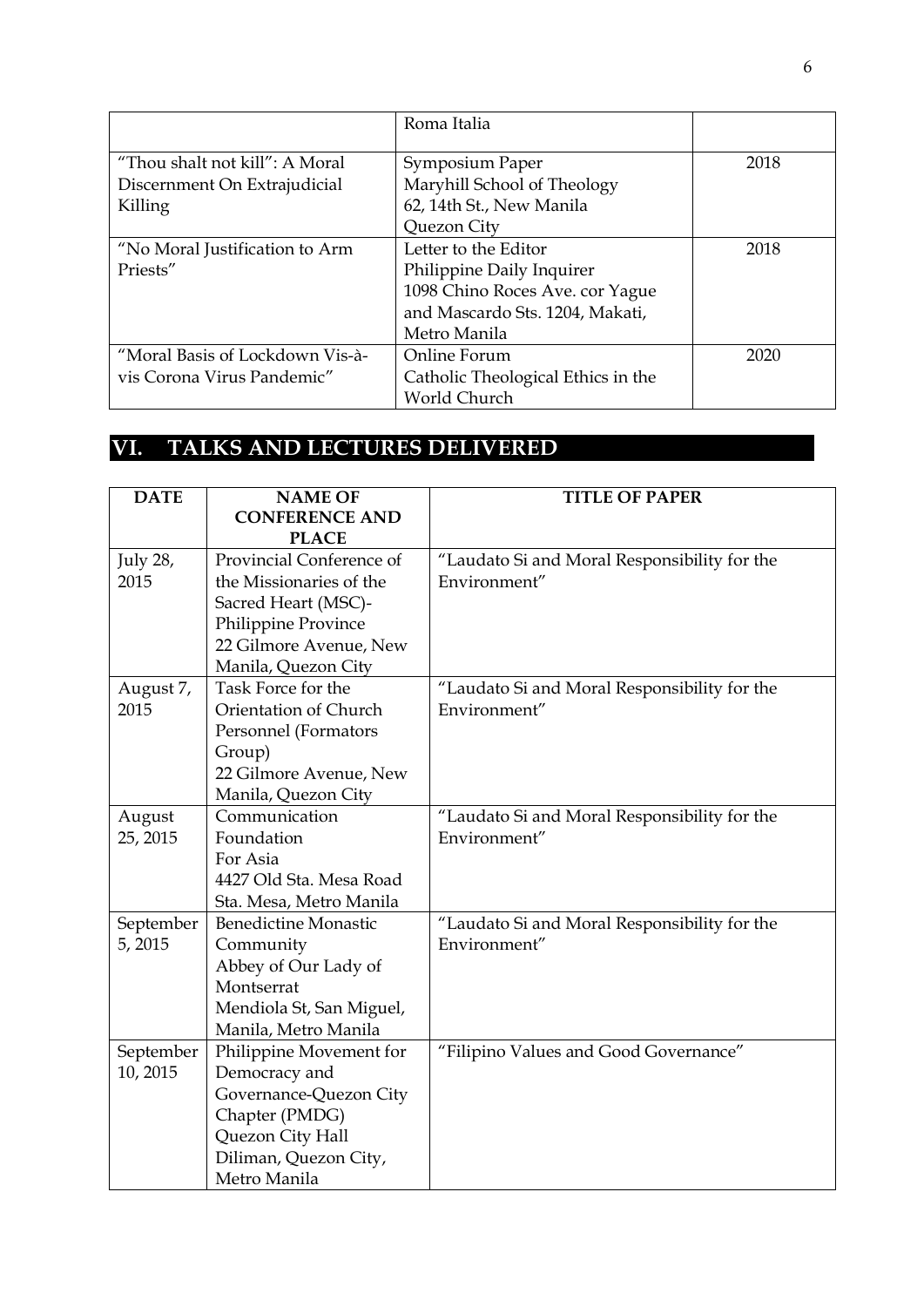| | | |
|---|---|---|
| | Roma Italia | |
| "Thou shalt not kill": A Moral Discernment On Extrajudicial Killing | Symposium Paper<br>Maryhill School of Theology<br>62, 14th St., New Manila<br>Quezon City | 2018 |
| "No Moral Justification to Arm Priests" | Letter to the Editor<br>Philippine Daily Inquirer<br>1098 Chino Roces Ave. cor Yague and Mascardo Sts. 1204, Makati, Metro Manila | 2018 |
| "Moral Basis of Lockdown Vis-à-vis Corona Virus Pandemic" | Online Forum<br>Catholic Theological Ethics in the World Church | 2020 |

## VI. TALKS AND LECTURES DELIVERED

| DATE | NAME OF CONFERENCE AND PLACE | TITLE OF PAPER |
|---|---|---|
| July 28, 2015 | Provincial Conference of the Missionaries of the Sacred Heart (MSC)-Philippine Province<br>22 Gilmore Avenue, New Manila, Quezon City | "Laudato Si and Moral Responsibility for the Environment" |
| August 7, 2015 | Task Force for the Orientation of Church Personnel (Formators Group)<br>22 Gilmore Avenue, New Manila, Quezon City | "Laudato Si and Moral Responsibility for the Environment" |
| August 25, 2015 | Communication Foundation For Asia<br>4427 Old Sta. Mesa Road Sta. Mesa, Metro Manila | "Laudato Si and Moral Responsibility for the Environment" |
| September 5, 2015 | Benedictine Monastic Community<br>Abbey of Our Lady of Montserrat<br>Mendiola St, San Miguel, Manila, Metro Manila | "Laudato Si and Moral Responsibility for the Environment" |
| September 10, 2015 | Philippine Movement for Democracy and Governance-Quezon City Chapter (PMDG)<br>Quezon City Hall<br>Diliman, Quezon City, Metro Manila | "Filipino Values and Good Governance" |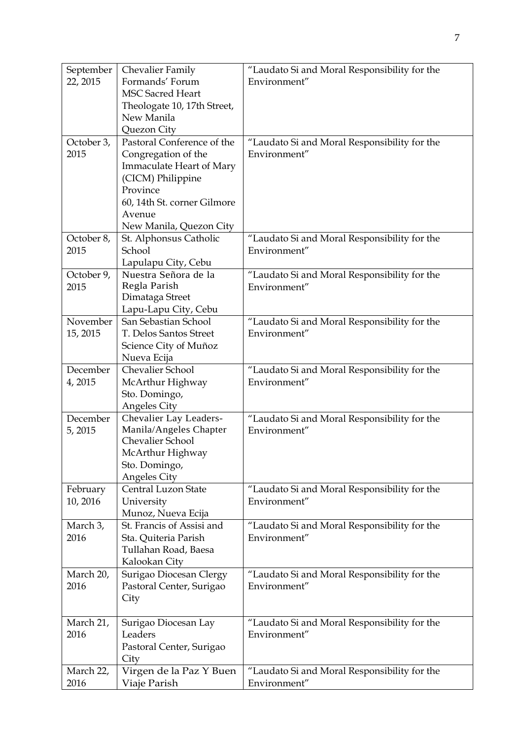| | | |
|---|---|---|
| September 22, 2015 | Chevalier Family Formands' Forum MSC Sacred Heart Theologate 10, 17th Street, New Manila Quezon City | "Laudato Si and Moral Responsibility for the Environment" |
| October 3, 2015 | Pastoral Conference of the Congregation of the Immaculate Heart of Mary (CICM) Philippine Province 60, 14th St. corner Gilmore Avenue New Manila, Quezon City | "Laudato Si and Moral Responsibility for the Environment" |
| October 8, 2015 | St. Alphonsus Catholic School Lapulapu City, Cebu | "Laudato Si and Moral Responsibility for the Environment" |
| October 9, 2015 | Nuestra Señora de la Regla Parish Dimataga Street Lapu-Lapu City, Cebu | "Laudato Si and Moral Responsibility for the Environment" |
| November 15, 2015 | San Sebastian School T. Delos Santos Street Science City of Muñoz Nueva Ecija | "Laudato Si and Moral Responsibility for the Environment" |
| December 4, 2015 | Chevalier School McArthur Highway Sto. Domingo, Angeles City | "Laudato Si and Moral Responsibility for the Environment" |
| December 5, 2015 | Chevalier Lay Leaders-Manila/Angeles Chapter Chevalier School McArthur Highway Sto. Domingo, Angeles City | "Laudato Si and Moral Responsibility for the Environment" |
| February 10, 2016 | Central Luzon State University Munoz, Nueva Ecija | "Laudato Si and Moral Responsibility for the Environment" |
| March 3, 2016 | St. Francis of Assisi and Sta. Quiteria Parish Tullahan Road, Baesa Kalookan City | "Laudato Si and Moral Responsibility for the Environment" |
| March 20, 2016 | Surigao Diocesan Clergy Pastoral Center, Surigao City | "Laudato Si and Moral Responsibility for the Environment" |
| March 21, 2016 | Surigao Diocesan Lay Leaders Pastoral Center, Surigao City | "Laudato Si and Moral Responsibility for the Environment" |
| March 22, 2016 | Virgen de la Paz Y Buen Viaje Parish | "Laudato Si and Moral Responsibility for the Environment" |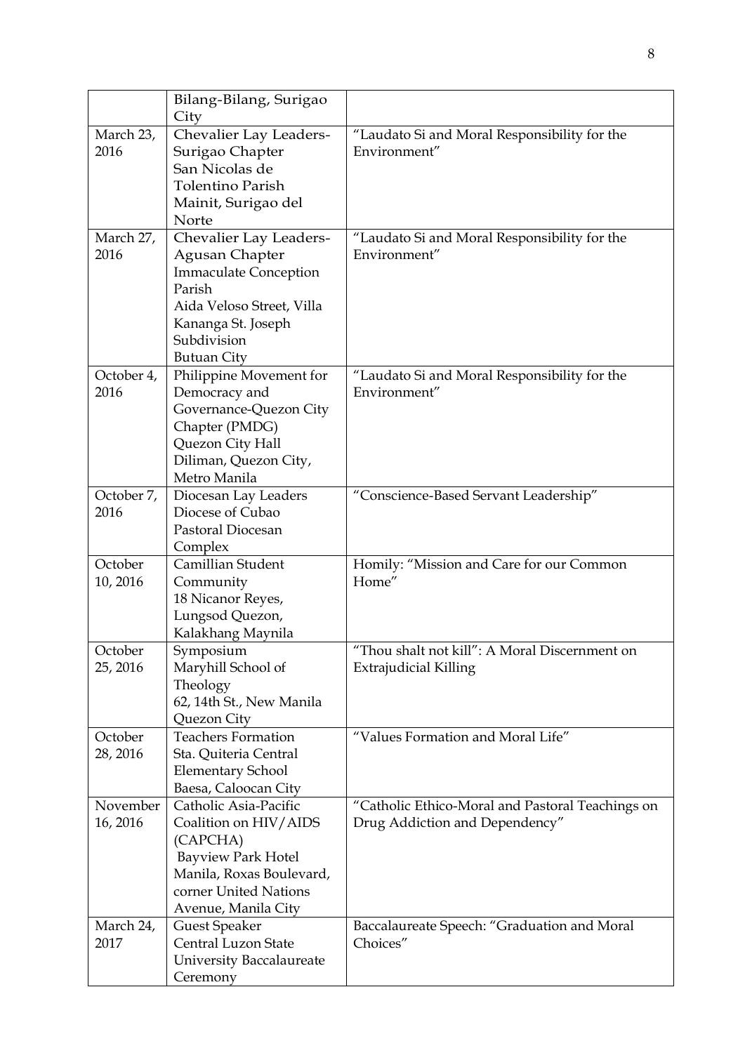|  |  |  |
|---|---|---|
|  | Bilang-Bilang, Surigao City |  |
| March 23, 2016 | Chevalier Lay Leaders-Surigao Chapter San Nicolas de Tolentino Parish Mainit, Surigao del Norte | "Laudato Si and Moral Responsibility for the Environment" |
| March 27, 2016 | Chevalier Lay Leaders-Agusan Chapter Immaculate Conception Parish Aida Veloso Street, Villa Kananga St. Joseph Subdivision Butuan City | "Laudato Si and Moral Responsibility for the Environment" |
| October 4, 2016 | Philippine Movement for Democracy and Governance-Quezon City Chapter (PMDG) Quezon City Hall Diliman, Quezon City, Metro Manila | "Laudato Si and Moral Responsibility for the Environment" |
| October 7, 2016 | Diocesan Lay Leaders Diocese of Cubao Pastoral Diocesan Complex | "Conscience-Based Servant Leadership" |
| October 10, 2016 | Camillian Student Community 18 Nicanor Reyes, Lungsod Quezon, Kalakhang Maynila | Homily: "Mission and Care for our Common Home" |
| October 25, 2016 | Symposium Maryhill School of Theology 62, 14th St., New Manila Quezon City | "Thou shalt not kill": A Moral Discernment on Extrajudicial Killing |
| October 28, 2016 | Teachers Formation Sta. Quiteria Central Elementary School Baesa, Caloocan City | "Values Formation and Moral Life" |
| November 16, 2016 | Catholic Asia-Pacific Coalition on HIV/AIDS (CAPCHA) Bayview Park Hotel Manila, Roxas Boulevard, corner United Nations Avenue, Manila City | "Catholic Ethico-Moral and Pastoral Teachings on Drug Addiction and Dependency" |
| March 24, 2017 | Guest Speaker Central Luzon State University Baccalaureate Ceremony | Baccalaureate Speech: "Graduation and Moral Choices" |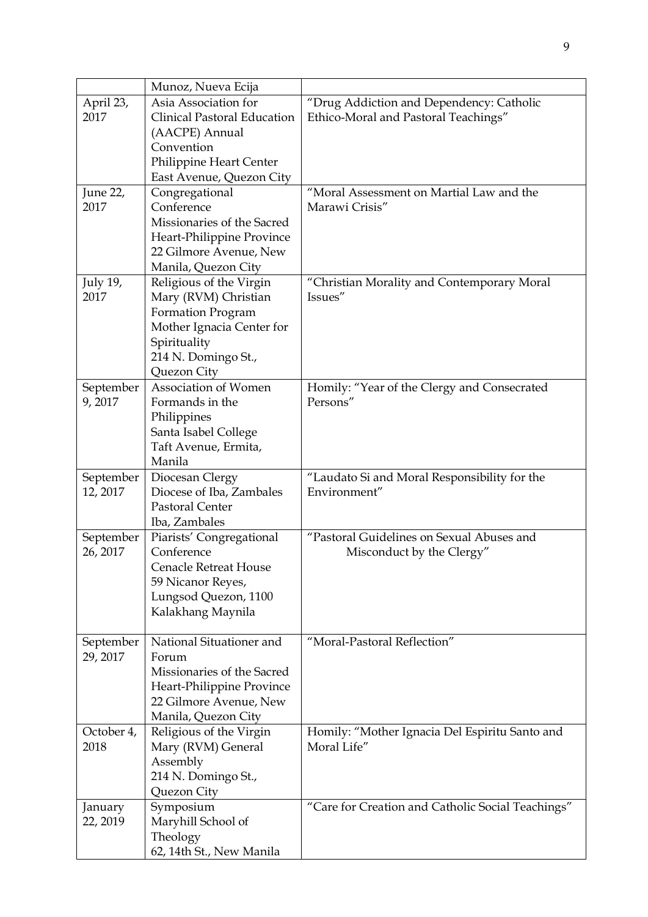| | | |
|---|---|---|
| | Munoz, Nueva Ecija | |
| April 23, 2017 | Asia Association for Clinical Pastoral Education (AACPE) Annual Convention<br>Philippine Heart Center<br>East Avenue, Quezon City | "Drug Addiction and Dependency: Catholic Ethico-Moral and Pastoral Teachings" |
| June 22, 2017 | Congregational Conference<br>Missionaries of the Sacred Heart-Philippine Province<br>22 Gilmore Avenue, New Manila, Quezon City | "Moral Assessment on Martial Law and the Marawi Crisis" |
| July 19, 2017 | Religious of the Virgin Mary (RVM) Christian Formation Program<br>Mother Ignacia Center for Spirituality<br>214 N. Domingo St., Quezon City | "Christian Morality and Contemporary Moral Issues" |
| September 9, 2017 | Association of Women Formands in the Philippines<br>Santa Isabel College<br>Taft Avenue, Ermita, Manila | Homily: "Year of the Clergy and Consecrated Persons" |
| September 12, 2017 | Diocesan Clergy<br>Diocese of Iba, Zambales<br>Pastoral Center<br>Iba, Zambales | "Laudato Si and Moral Responsibility for the Environment" |
| September 26, 2017 | Piarists' Congregational Conference<br>Cenacle Retreat House<br>59 Nicanor Reyes, Lungsod Quezon, 1100 Kalakhang Maynila | "Pastoral Guidelines on Sexual Abuses and Misconduct by the Clergy" |
| September 29, 2017 | National Situationer and Forum<br>Missionaries of the Sacred Heart-Philippine Province<br>22 Gilmore Avenue, New Manila, Quezon City | "Moral-Pastoral Reflection" |
| October 4, 2018 | Religious of the Virgin Mary (RVM) General Assembly<br>214 N. Domingo St., Quezon City | Homily: "Mother Ignacia Del Espiritu Santo and Moral Life" |
| January 22, 2019 | Symposium<br>Maryhill School of Theology<br>62, 14th St., New Manila | "Care for Creation and Catholic Social Teachings" |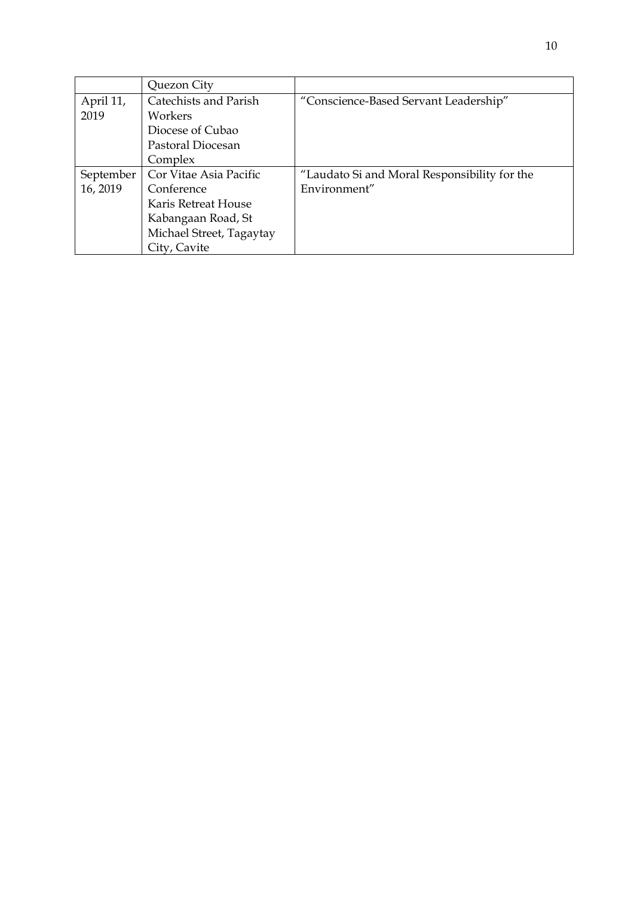| | | |
|---|---|---|
| | Quezon City | |
| April 11, 2019 | Catechists and Parish Workers Diocese of Cubao Pastoral Diocesan Complex | "Conscience-Based Servant Leadership" |
| September 16, 2019 | Cor Vitae Asia Pacific Conference Karis Retreat House Kabangaan Road, St Michael Street, Tagaytay City, Cavite | "Laudato Si and Moral Responsibility for the Environment" |